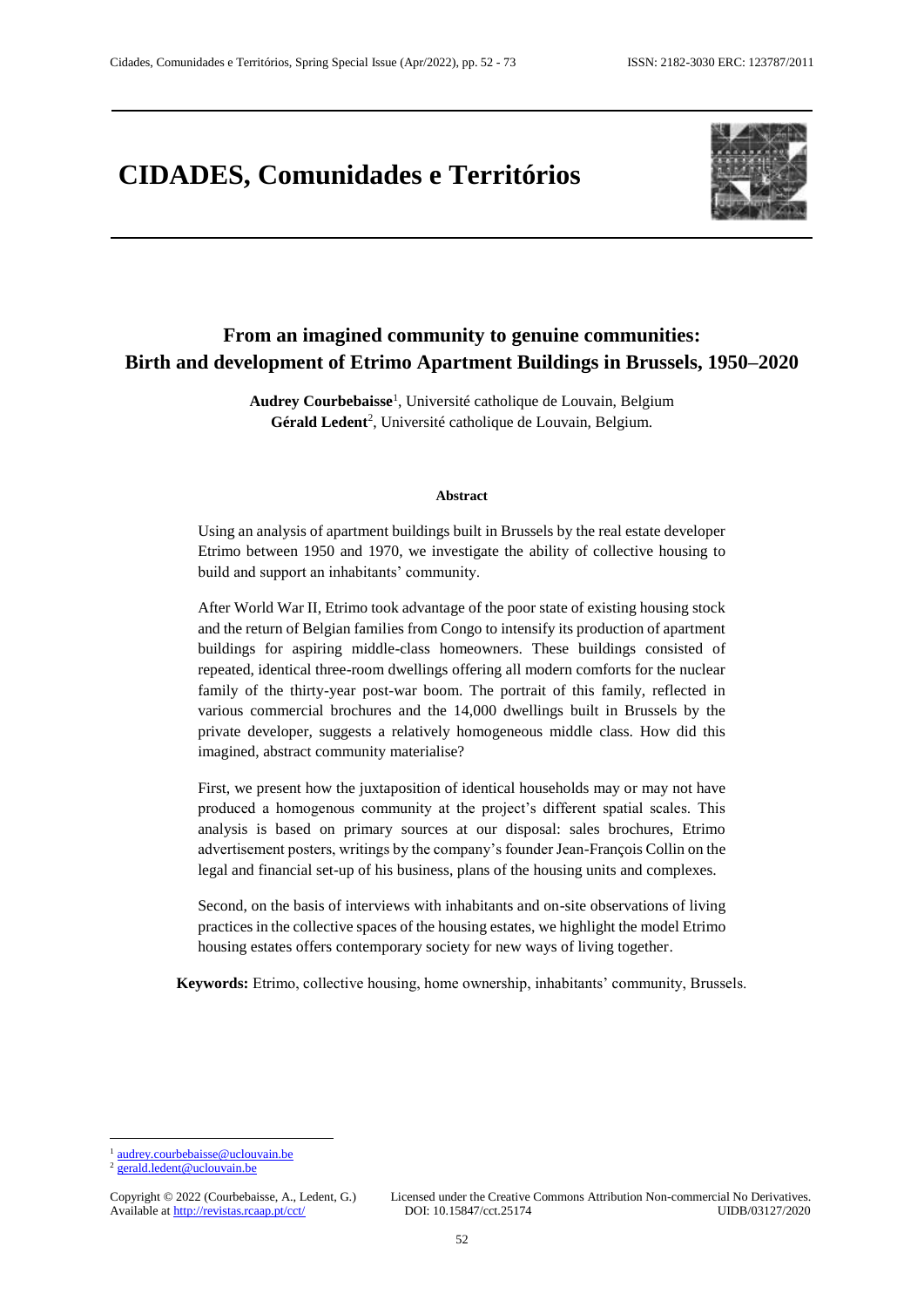# CIDADES, Comunidades e Territórios

## From an imagined community to genuine communities: Birth and development of Etrimo Apartment Buildings in Brussels, 1950–2020

**Audrey Courbebaisse**[1], Université catholique de Louvain, Belgium
**Gérald Ledent**[2], Université catholique de Louvain, Belgium.

### Abstract

Using an analysis of apartment buildings built in Brussels by the real estate developer Etrimo between 1950 and 1970, we investigate the ability of collective housing to build and support an inhabitants' community.

After World War II, Etrimo took advantage of the poor state of existing housing stock and the return of Belgian families from Congo to intensify its production of apartment buildings for aspiring middle-class homeowners. These buildings consisted of repeated, identical three-room dwellings offering all modern comforts for the nuclear family of the thirty-year post-war boom. The portrait of this family, reflected in various commercial brochures and the 14,000 dwellings built in Brussels by the private developer, suggests a relatively homogeneous middle class. How did this imagined, abstract community materialise?

First, we present how the juxtaposition of identical households may or may not have produced a homogenous community at the project's different spatial scales. This analysis is based on primary sources at our disposal: sales brochures, Etrimo advertisement posters, writings by the company's founder Jean-François Collin on the legal and financial set-up of his business, plans of the housing units and complexes.

Second, on the basis of interviews with inhabitants and on-site observations of living practices in the collective spaces of the housing estates, we highlight the model Etrimo housing estates offers contemporary society for new ways of living together.

**Keywords:** Etrimo, collective housing, home ownership, inhabitants' community, Brussels.

---

[1] audrey.courbebaisse@uclouvain.be
[2] gerald.ledent@uclouvain.be

Copyright © 2022 (Courbebaisse, A., Ledent, G.) Available at http://revistas.rcaap.pt/cct/
Licensed under the Creative Commons Attribution Non-commercial No Derivatives. DOI: 10.15847/cct.25174 UIDB/03127/2020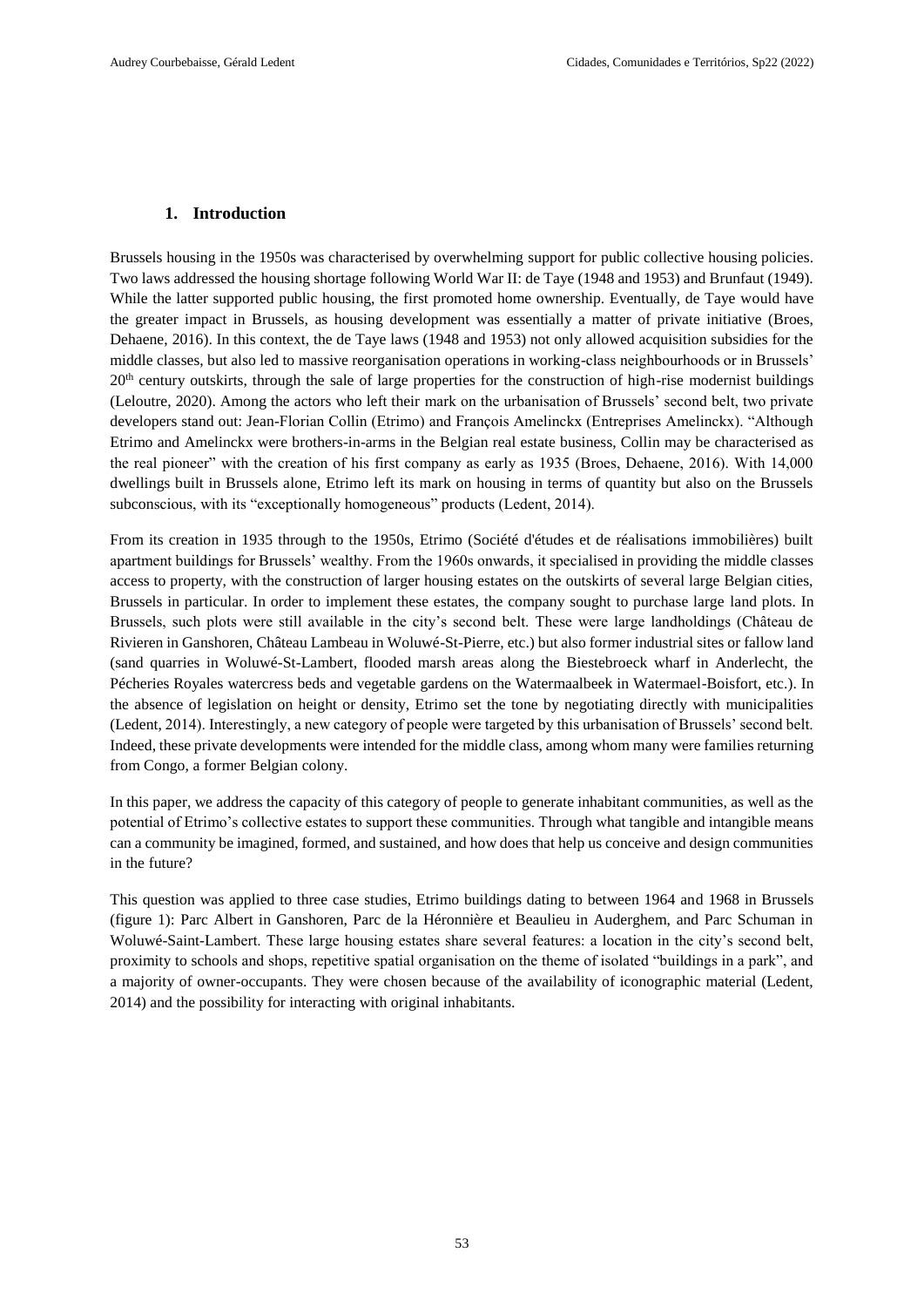## 1. Introduction

Brussels housing in the 1950s was characterised by overwhelming support for public collective housing policies. Two laws addressed the housing shortage following World War II: de Taye (1948 and 1953) and Brunfaut (1949). While the latter supported public housing, the first promoted home ownership. Eventually, de Taye would have the greater impact in Brussels, as housing development was essentially a matter of private initiative (Broes, Dehaene, 2016). In this context, the de Taye laws (1948 and 1953) not only allowed acquisition subsidies for the middle classes, but also led to massive reorganisation operations in working-class neighbourhoods or in Brussels' 20th century outskirts, through the sale of large properties for the construction of high-rise modernist buildings (Leloutre, 2020). Among the actors who left their mark on the urbanisation of Brussels' second belt, two private developers stand out: Jean-Florian Collin (Etrimo) and François Amelinckx (Entreprises Amelinckx). "Although Etrimo and Amelinckx were brothers-in-arms in the Belgian real estate business, Collin may be characterised as the real pioneer" with the creation of his first company as early as 1935 (Broes, Dehaene, 2016). With 14,000 dwellings built in Brussels alone, Etrimo left its mark on housing in terms of quantity but also on the Brussels subconscious, with its "exceptionally homogeneous" products (Ledent, 2014).

From its creation in 1935 through to the 1950s, Etrimo (Société d'études et de réalisations immobilières) built apartment buildings for Brussels' wealthy. From the 1960s onwards, it specialised in providing the middle classes access to property, with the construction of larger housing estates on the outskirts of several large Belgian cities, Brussels in particular. In order to implement these estates, the company sought to purchase large land plots. In Brussels, such plots were still available in the city's second belt. These were large landholdings (Château de Rivieren in Ganshoren, Château Lambeau in Woluwé-St-Pierre, etc.) but also former industrial sites or fallow land (sand quarries in Woluwé-St-Lambert, flooded marsh areas along the Biestebroeck wharf in Anderlecht, the Pécheries Royales watercress beds and vegetable gardens on the Watermaalbeek in Watermael-Boisfort, etc.). In the absence of legislation on height or density, Etrimo set the tone by negotiating directly with municipalities (Ledent, 2014). Interestingly, a new category of people were targeted by this urbanisation of Brussels' second belt. Indeed, these private developments were intended for the middle class, among whom many were families returning from Congo, a former Belgian colony.

In this paper, we address the capacity of this category of people to generate inhabitant communities, as well as the potential of Etrimo's collective estates to support these communities. Through what tangible and intangible means can a community be imagined, formed, and sustained, and how does that help us conceive and design communities in the future?

This question was applied to three case studies, Etrimo buildings dating to between 1964 and 1968 in Brussels (figure 1): Parc Albert in Ganshoren, Parc de la Héronnière et Beaulieu in Auderghem, and Parc Schuman in Woluwé-Saint-Lambert. These large housing estates share several features: a location in the city's second belt, proximity to schools and shops, repetitive spatial organisation on the theme of isolated "buildings in a park", and a majority of owner-occupants. They were chosen because of the availability of iconographic material (Ledent, 2014) and the possibility for interacting with original inhabitants.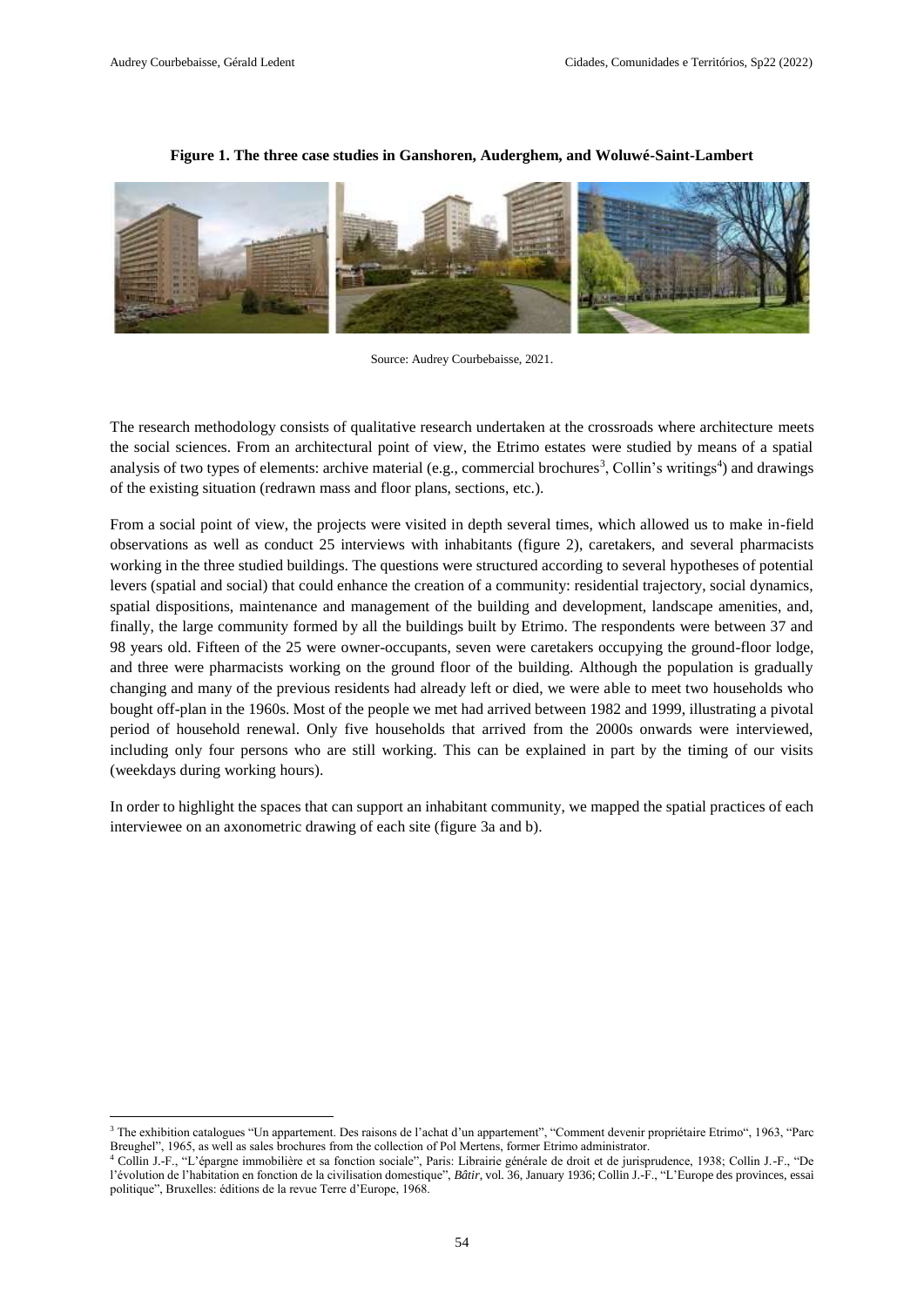**Figure 1. The three case studies in Ganshoren, Auderghem, and Woluwé-Saint-Lambert**

Source: Audrey Courbebaisse, 2021.

The research methodology consists of qualitative research undertaken at the crossroads where architecture meets the social sciences. From an architectural point of view, the Etrimo estates were studied by means of a spatial analysis of two types of elements: archive material (e.g., commercial brochures[3], Collin's writings[4]) and drawings of the existing situation (redrawn mass and floor plans, sections, etc.).

From a social point of view, the projects were visited in depth several times, which allowed us to make in-field observations as well as conduct 25 interviews with inhabitants (figure 2), caretakers, and several pharmacists working in the three studied buildings. The questions were structured according to several hypotheses of potential levers (spatial and social) that could enhance the creation of a community: residential trajectory, social dynamics, spatial dispositions, maintenance and management of the building and development, landscape amenities, and, finally, the large community formed by all the buildings built by Etrimo. The respondents were between 37 and 98 years old. Fifteen of the 25 were owner-occupants, seven were caretakers occupying the ground-floor lodge, and three were pharmacists working on the ground floor of the building. Although the population is gradually changing and many of the previous residents had already left or died, we were able to meet two households who bought off-plan in the 1960s. Most of the people we met had arrived between 1982 and 1999, illustrating a pivotal period of household renewal. Only five households that arrived from the 2000s onwards were interviewed, including only four persons who are still working. This can be explained in part by the timing of our visits (weekdays during working hours).

In order to highlight the spaces that can support an inhabitant community, we mapped the spatial practices of each interviewee on an axonometric drawing of each site (figure 3a and b).

[3] The exhibition catalogues "Un appartement. Des raisons de l'achat d'un appartement", "Comment devenir propriétaire Etrimo", 1963, "Parc Breughel", 1965, as well as sales brochures from the collection of Pol Mertens, former Etrimo administrator.

[4] Collin J.-F., "L'épargne immobilière et sa fonction sociale", Paris: Librairie générale de droit et de jurisprudence, 1938; Collin J.-F., "De l'évolution de l'habitation en fonction de la civilisation domestique", *Bâtir*, vol. 36, January 1936; Collin J.-F., "L'Europe des provinces, essai politique", Bruxelles: éditions de la revue Terre d'Europe, 1968.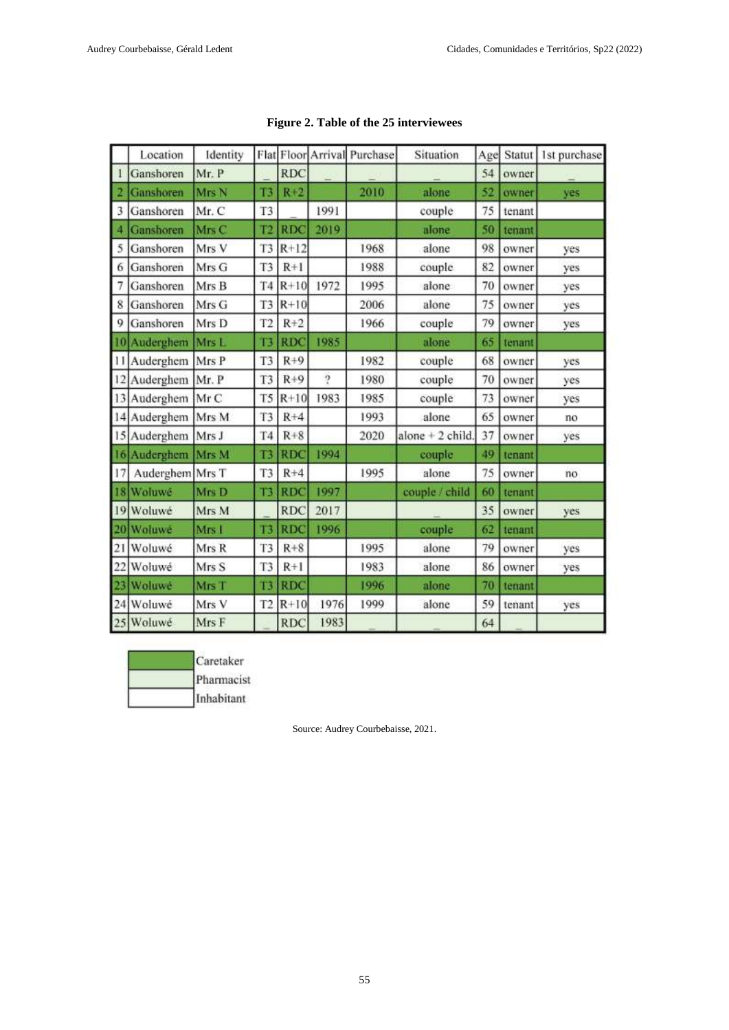**Figure 2. Table of the 25 interviewees**

| | Location | Identity | Flat | Floor | Arrival | Purchase | Situation | Age | Statut | 1st purchase |
|---|---|---|---|---|---|---|---|---|---|---|
| 1 | Ganshoren | Mr. P | _ | RDC | _ | _ | _ | 54 | owner | _ |
| 2 | Ganshoren | Mrs N | T3 | R+2 | | 2010 | alone | 52 | owner | yes |
| 3 | Ganshoren | Mr. C | T3 | _ | 1991 | | couple | 75 | tenant | |
| 4 | Ganshoren | Mrs C | T2 | RDC | 2019 | | alone | 50 | tenant | |
| 5 | Ganshoren | Mrs V | T3 | R+12 | | 1968 | alone | 98 | owner | yes |
| 6 | Ganshoren | Mrs G | T3 | R+1 | | 1988 | couple | 82 | owner | yes |
| 7 | Ganshoren | Mrs B | T4 | R+10 | 1972 | 1995 | alone | 70 | owner | yes |
| 8 | Ganshoren | Mrs G | T3 | R+10 | | 2006 | alone | 75 | owner | yes |
| 9 | Ganshoren | Mrs D | T2 | R+2 | | 1966 | couple | 79 | owner | yes |
| 10 | Auderghem | Mrs L | T3 | RDC | 1985 | | alone | 65 | tenant | |
| 11 | Auderghem | Mrs P | T3 | R+9 | | 1982 | couple | 68 | owner | yes |
| 12 | Auderghem | Mr. P | T3 | R+9 | ? | 1980 | couple | 70 | owner | yes |
| 13 | Auderghem | Mr C | T5 | R+10 | 1983 | 1985 | couple | 73 | owner | yes |
| 14 | Auderghem | Mrs M | T3 | R+4 | | 1993 | alone | 65 | owner | no |
| 15 | Auderghem | Mrs J | T4 | R+8 | | 2020 | alone + 2 child. | 37 | owner | yes |
| 16 | Auderghem | Mrs M | T3 | RDC | 1994 | | couple | 49 | tenant | |
| 17 | Auderghem | Mrs T | T3 | R+4 | | 1995 | alone | 75 | owner | no |
| 18 | Woluwé | Mrs D | T3 | RDC | 1997 | | couple / child | 60 | tenant | |
| 19 | Woluwé | Mrs M | _ | RDC | 2017 | | _ | 35 | owner | yes |
| 20 | Woluwé | Mrs I | T3 | RDC | 1996 | | couple | 62 | tenant | |
| 21 | Woluwé | Mrs R | T3 | R+8 | | 1995 | alone | 79 | owner | yes |
| 22 | Woluwé | Mrs S | T3 | R+1 | | 1983 | alone | 86 | owner | yes |
| 23 | Woluwé | Mrs T | T3 | RDC | | 1996 | alone | 70 | tenant | |
| 24 | Woluwé | Mrs V | T2 | R+10 | 1976 | 1999 | alone | 59 | tenant | yes |
| 25 | Woluwé | Mrs F | _ | RDC | 1983 | _ | _ | 64 | _ | |

Legend: Caretaker (dark green) · Pharmacist (light green) · Inhabitant (white)

Source: Audrey Courbebaisse, 2021.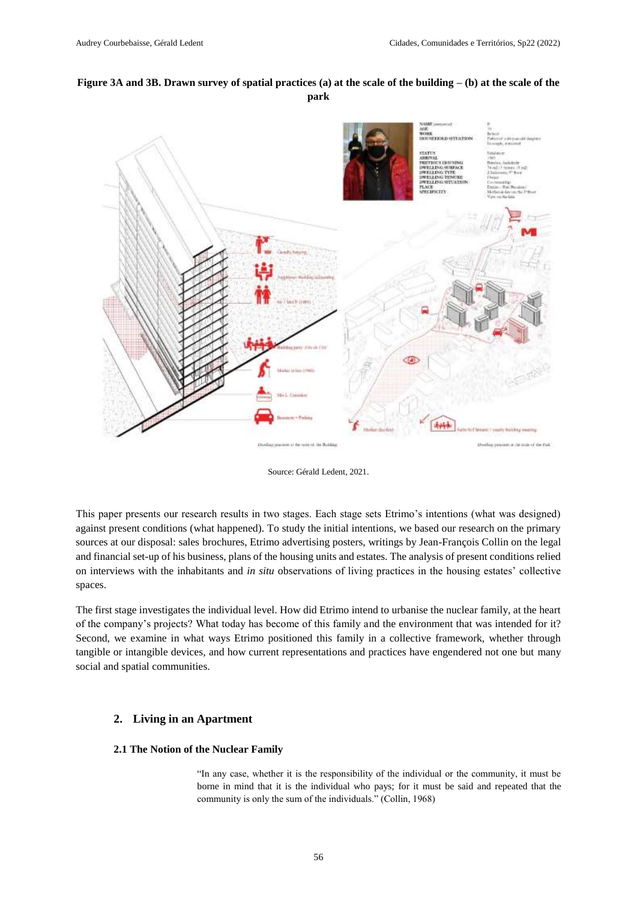**Figure 3A and 3B. Drawn survey of spatial practices (a) at the scale of the building – (b) at the scale of the park**

Source: Gérald Ledent, 2021.

This paper presents our research results in two stages. Each stage sets Etrimo's intentions (what was designed) against present conditions (what happened). To study the initial intentions, we based our research on the primary sources at our disposal: sales brochures, Etrimo advertising posters, writings by Jean-François Collin on the legal and financial set-up of his business, plans of the housing units and estates. The analysis of present conditions relied on interviews with the inhabitants and *in situ* observations of living practices in the housing estates' collective spaces.

The first stage investigates the individual level. How did Etrimo intend to urbanise the nuclear family, at the heart of the company's projects? What today has become of this family and the environment that was intended for it? Second, we examine in what ways Etrimo positioned this family in a collective framework, whether through tangible or intangible devices, and how current representations and practices have engendered not one but many social and spatial communities.

## 2. Living in an Apartment

### 2.1 The Notion of the Nuclear Family

> "In any case, whether it is the responsibility of the individual or the community, it must be borne in mind that it is the individual who pays; for it must be said and repeated that the community is only the sum of the individuals." (Collin, 1968)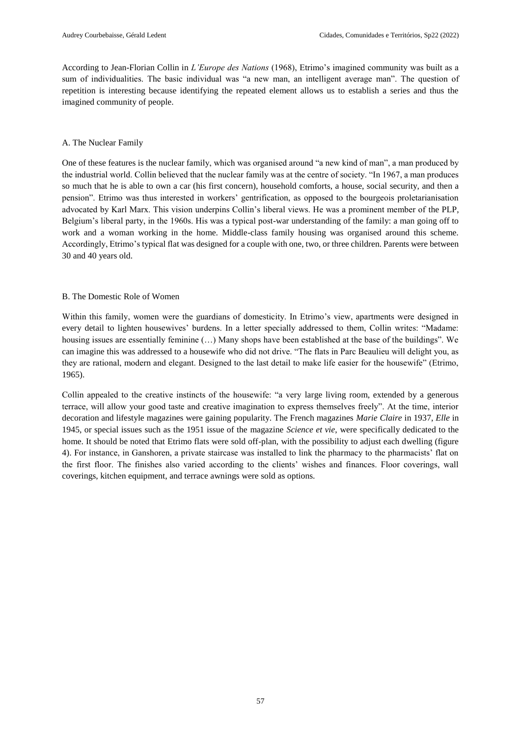According to Jean-Florian Collin in *L'Europe des Nations* (1968), Etrimo's imagined community was built as a sum of individualities. The basic individual was "a new man, an intelligent average man". The question of repetition is interesting because identifying the repeated element allows us to establish a series and thus the imagined community of people.

### A. The Nuclear Family

One of these features is the nuclear family, which was organised around "a new kind of man", a man produced by the industrial world. Collin believed that the nuclear family was at the centre of society. "In 1967, a man produces so much that he is able to own a car (his first concern), household comforts, a house, social security, and then a pension". Etrimo was thus interested in workers' gentrification, as opposed to the bourgeois proletarianisation advocated by Karl Marx. This vision underpins Collin's liberal views. He was a prominent member of the PLP, Belgium's liberal party, in the 1960s. His was a typical post-war understanding of the family: a man going off to work and a woman working in the home. Middle-class family housing was organised around this scheme. Accordingly, Etrimo's typical flat was designed for a couple with one, two, or three children. Parents were between 30 and 40 years old.

### B. The Domestic Role of Women

Within this family, women were the guardians of domesticity. In Etrimo's view, apartments were designed in every detail to lighten housewives' burdens. In a letter specially addressed to them, Collin writes: "Madame: housing issues are essentially feminine (…) Many shops have been established at the base of the buildings". We can imagine this was addressed to a housewife who did not drive. "The flats in Parc Beaulieu will delight you, as they are rational, modern and elegant. Designed to the last detail to make life easier for the housewife" (Etrimo, 1965).

Collin appealed to the creative instincts of the housewife: "a very large living room, extended by a generous terrace, will allow your good taste and creative imagination to express themselves freely". At the time, interior decoration and lifestyle magazines were gaining popularity. The French magazines *Marie Claire* in 1937, *Elle* in 1945, or special issues such as the 1951 issue of the magazine *Science et vie*, were specifically dedicated to the home. It should be noted that Etrimo flats were sold off-plan, with the possibility to adjust each dwelling (figure 4). For instance, in Ganshoren, a private staircase was installed to link the pharmacy to the pharmacists' flat on the first floor. The finishes also varied according to the clients' wishes and finances. Floor coverings, wall coverings, kitchen equipment, and terrace awnings were sold as options.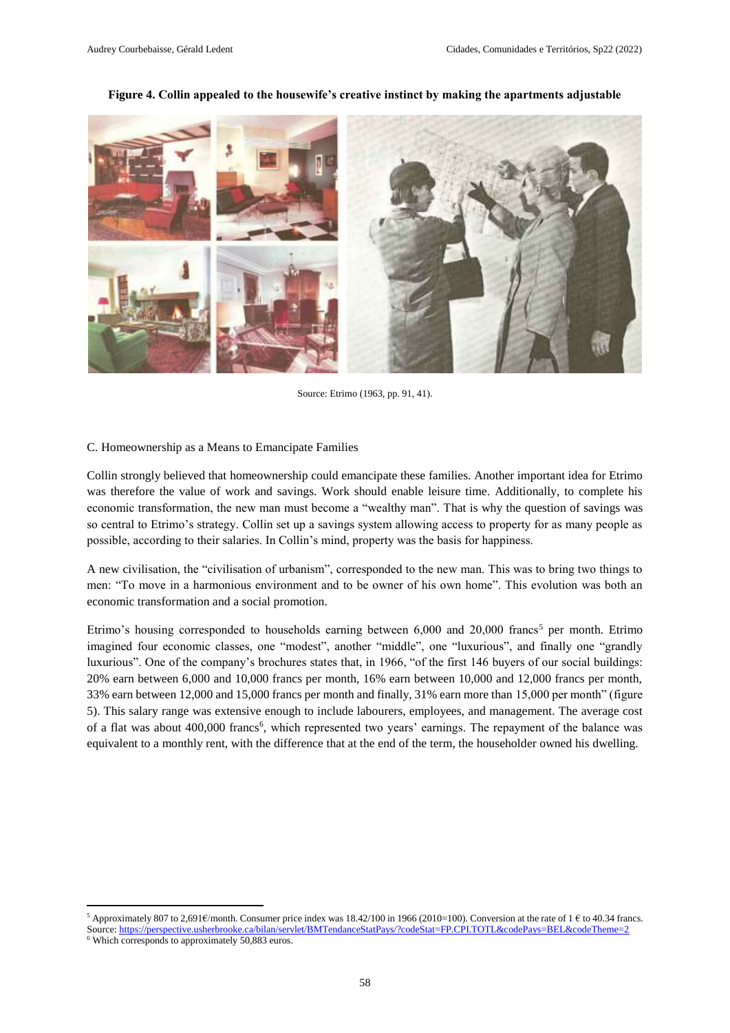**Figure 4. Collin appealed to the housewife's creative instinct by making the apartments adjustable**

Source: Etrimo (1963, pp. 91, 41).

C. Homeownership as a Means to Emancipate Families

Collin strongly believed that homeownership could emancipate these families. Another important idea for Etrimo was therefore the value of work and savings. Work should enable leisure time. Additionally, to complete his economic transformation, the new man must become a "wealthy man". That is why the question of savings was so central to Etrimo's strategy. Collin set up a savings system allowing access to property for as many people as possible, according to their salaries. In Collin's mind, property was the basis for happiness.

A new civilisation, the "civilisation of urbanism", corresponded to the new man. This was to bring two things to men: "To move in a harmonious environment and to be owner of his own home". This evolution was both an economic transformation and a social promotion.

Etrimo's housing corresponded to households earning between 6,000 and 20,000 francs[5] per month. Etrimo imagined four economic classes, one "modest", another "middle", one "luxurious", and finally one "grandly luxurious". One of the company's brochures states that, in 1966, "of the first 146 buyers of our social buildings: 20% earn between 6,000 and 10,000 francs per month, 16% earn between 10,000 and 12,000 francs per month, 33% earn between 12,000 and 15,000 francs per month and finally, 31% earn more than 15,000 per month" (figure 5). This salary range was extensive enough to include labourers, employees, and management. The average cost of a flat was about 400,000 francs[6], which represented two years' earnings. The repayment of the balance was equivalent to a monthly rent, with the difference that at the end of the term, the householder owned his dwelling.

---

[5] Approximately 807 to 2,691€/month. Consumer price index was 18.42/100 in 1966 (2010=100). Conversion at the rate of 1 € to 40.34 francs. Source: https://perspective.usherbrooke.ca/bilan/servlet/BMTendanceStatPays/?codeStat=FP.CPI.TOTL&codePays=BEL&codeTheme=2

[6] Which corresponds to approximately 50,883 euros.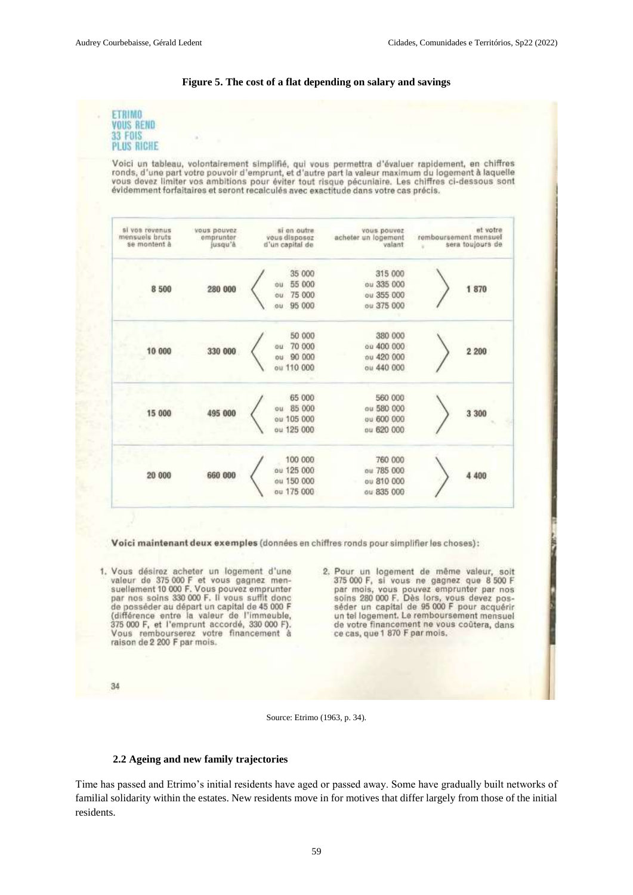**Figure 5. The cost of a flat depending on salary and savings**

ETRIMO
VOUS REND
33 FOIS
PLUS RICHE

Voici un tableau, volontairement simplifié, qui vous permettra d'évaluer rapidement, en chiffres ronds, d'une part votre pouvoir d'emprunt, et d'autre part la valeur maximum du logement à laquelle vous devez limiter vos ambitions pour éviter tout risque pécuniaire. Les chiffres ci-dessous sont évidemment forfaitaires et seront recalculés avec exactitude dans votre cas précis.

| si vos revenus mensuels bruts se montent à | vous pouvez emprunter jusqu'à | si en outre vous disposez d'un capital de | vous pouvez acheter un logement valant | et votre remboursement mensuel sera toujours de |
|---|---|---|---|---|
| 8 500 | 280 000 | 35 000 ou 55 000 ou 75 000 ou 95 000 | 315 000 ou 335 000 ou 355 000 ou 375 000 | 1 870 |
| 10 000 | 330 000 | 50 000 ou 70 000 ou 90 000 ou 110 000 | 380 000 ou 400 000 ou 420 000 ou 440 000 | 2 200 |
| 15 000 | 495 000 | 65 000 ou 85 000 ou 105 000 ou 125 000 | 560 000 ou 580 000 ou 600 000 ou 620 000 | 3 300 |
| 20 000 | 660 000 | 100 000 ou 125 000 ou 150 000 ou 175 000 | 760 000 ou 785 000 ou 810 000 ou 835 000 | 4 400 |

**Voici maintenant deux exemples** (données en chiffres ronds pour simplifier les choses):

1. Vous désirez acheter un logement d'une valeur de 375 000 F et vous gagnez mensuellement 10 000 F. Vous pouvez emprunter par nos soins 330 000 F. Il vous suffit donc de posséder au départ un capital de 45 000 F (différence entre la valeur de l'immeuble, 375 000 F, et l'emprunt accordé, 330 000 F). Vous rembourserez votre financement à raison de 2 200 F par mois.

2. Pour un logement de même valeur, soit 375 000 F, si vous ne gagnez que 8 500 F par mois, vous pouvez emprunter par nos soins 280 000 F. Dès lors, vous devez posséder un capital de 95 000 F pour acquérir un tel logement. Le remboursement mensuel de votre financement ne vous coûtera, dans ce cas, que 1 870 F par mois.

Source: Etrimo (1963, p. 34).

### 2.2 Ageing and new family trajectories

Time has passed and Etrimo's initial residents have aged or passed away. Some have gradually built networks of familial solidarity within the estates. New residents move in for motives that differ largely from those of the initial residents.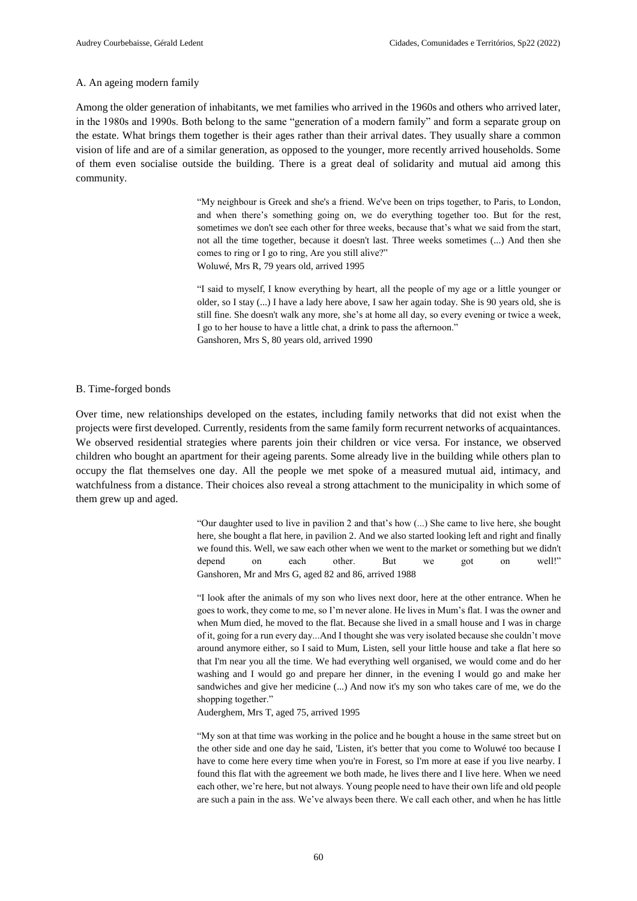### A. An ageing modern family

Among the older generation of inhabitants, we met families who arrived in the 1960s and others who arrived later, in the 1980s and 1990s. Both belong to the same "generation of a modern family" and form a separate group on the estate. What brings them together is their ages rather than their arrival dates. They usually share a common vision of life and are of a similar generation, as opposed to the younger, more recently arrived households. Some of them even socialise outside the building. There is a great deal of solidarity and mutual aid among this community.

> "My neighbour is Greek and she's a friend. We've been on trips together, to Paris, to London, and when there's something going on, we do everything together too. But for the rest, sometimes we don't see each other for three weeks, because that's what we said from the start, not all the time together, because it doesn't last. Three weeks sometimes (...) And then she comes to ring or I go to ring, Are you still alive?"
> Woluwé, Mrs R, 79 years old, arrived 1995

> "I said to myself, I know everything by heart, all the people of my age or a little younger or older, so I stay (...) I have a lady here above, I saw her again today. She is 90 years old, she is still fine. She doesn't walk any more, she's at home all day, so every evening or twice a week, I go to her house to have a little chat, a drink to pass the afternoon."
> Ganshoren, Mrs S, 80 years old, arrived 1990

### B. Time-forged bonds

Over time, new relationships developed on the estates, including family networks that did not exist when the projects were first developed. Currently, residents from the same family form recurrent networks of acquaintances. We observed residential strategies where parents join their children or vice versa. For instance, we observed children who bought an apartment for their ageing parents. Some already live in the building while others plan to occupy the flat themselves one day. All the people we met spoke of a measured mutual aid, intimacy, and watchfulness from a distance. Their choices also reveal a strong attachment to the municipality in which some of them grew up and aged.

> "Our daughter used to live in pavilion 2 and that's how (...) She came to live here, she bought here, she bought a flat here, in pavilion 2. And we also started looking left and right and finally we found this. Well, we saw each other when we went to the market or something but we didn't depend on each other. But we got on well!"
> Ganshoren, Mr and Mrs G, aged 82 and 86, arrived 1988

> "I look after the animals of my son who lives next door, here at the other entrance. When he goes to work, they come to me, so I'm never alone. He lives in Mum's flat. I was the owner and when Mum died, he moved to the flat. Because she lived in a small house and I was in charge of it, going for a run every day...And I thought she was very isolated because she couldn't move around anymore either, so I said to Mum, Listen, sell your little house and take a flat here so that I'm near you all the time. We had everything well organised, we would come and do her washing and I would go and prepare her dinner, in the evening I would go and make her sandwiches and give her medicine (...) And now it's my son who takes care of me, we do the shopping together."
> Auderghem, Mrs T, aged 75, arrived 1995

> "My son at that time was working in the police and he bought a house in the same street but on the other side and one day he said, 'Listen, it's better that you come to Woluwé too because I have to come here every time when you're in Forest, so I'm more at ease if you live nearby. I found this flat with the agreement we both made, he lives there and I live here. When we need each other, we're here, but not always. Young people need to have their own life and old people are such a pain in the ass. We've always been there. We call each other, and when he has little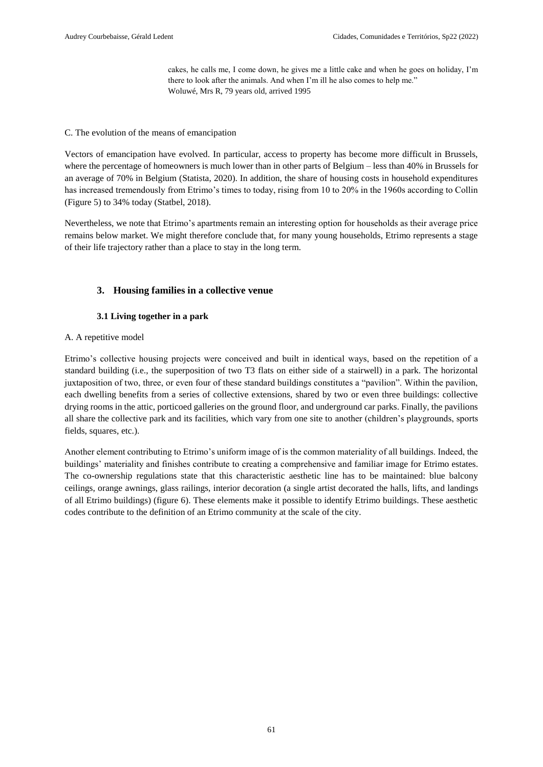> cakes, he calls me, I come down, he gives me a little cake and when he goes on holiday, I'm there to look after the animals. And when I'm ill he also comes to help me."
> Woluwé, Mrs R, 79 years old, arrived 1995

C. The evolution of the means of emancipation

Vectors of emancipation have evolved. In particular, access to property has become more difficult in Brussels, where the percentage of homeowners is much lower than in other parts of Belgium – less than 40% in Brussels for an average of 70% in Belgium (Statista, 2020). In addition, the share of housing costs in household expenditures has increased tremendously from Etrimo's times to today, rising from 10 to 20% in the 1960s according to Collin (Figure 5) to 34% today (Statbel, 2018).

Nevertheless, we note that Etrimo's apartments remain an interesting option for households as their average price remains below market. We might therefore conclude that, for many young households, Etrimo represents a stage of their life trajectory rather than a place to stay in the long term.

## 3. Housing families in a collective venue

### 3.1 Living together in a park

A. A repetitive model

Etrimo's collective housing projects were conceived and built in identical ways, based on the repetition of a standard building (i.e., the superposition of two T3 flats on either side of a stairwell) in a park. The horizontal juxtaposition of two, three, or even four of these standard buildings constitutes a "pavilion". Within the pavilion, each dwelling benefits from a series of collective extensions, shared by two or even three buildings: collective drying rooms in the attic, porticoed galleries on the ground floor, and underground car parks. Finally, the pavilions all share the collective park and its facilities, which vary from one site to another (children's playgrounds, sports fields, squares, etc.).

Another element contributing to Etrimo's uniform image of is the common materiality of all buildings. Indeed, the buildings' materiality and finishes contribute to creating a comprehensive and familiar image for Etrimo estates. The co-ownership regulations state that this characteristic aesthetic line has to be maintained: blue balcony ceilings, orange awnings, glass railings, interior decoration (a single artist decorated the halls, lifts, and landings of all Etrimo buildings) (figure 6). These elements make it possible to identify Etrimo buildings. These aesthetic codes contribute to the definition of an Etrimo community at the scale of the city.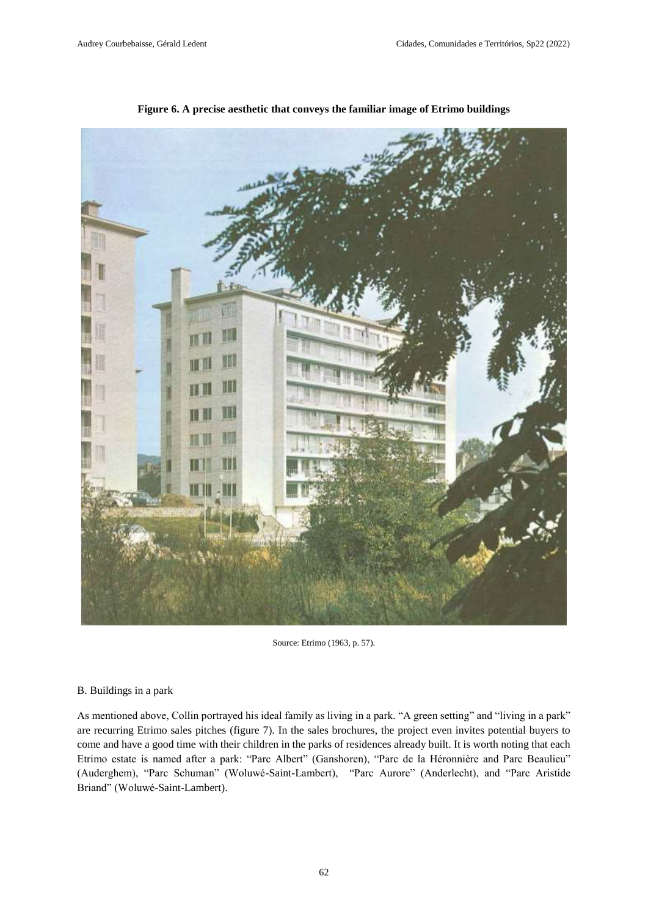**Figure 6. A precise aesthetic that conveys the familiar image of Etrimo buildings**

Source: Etrimo (1963, p. 57).

B. Buildings in a park

As mentioned above, Collin portrayed his ideal family as living in a park. “A green setting” and “living in a park” are recurring Etrimo sales pitches (figure 7). In the sales brochures, the project even invites potential buyers to come and have a good time with their children in the parks of residences already built. It is worth noting that each Etrimo estate is named after a park: “Parc Albert” (Ganshoren), “Parc de la Héronnière and Parc Beaulieu” (Auderghem), “Parc Schuman” (Woluwé-Saint-Lambert), “Parc Aurore” (Anderlecht), and “Parc Aristide Briand” (Woluwé-Saint-Lambert).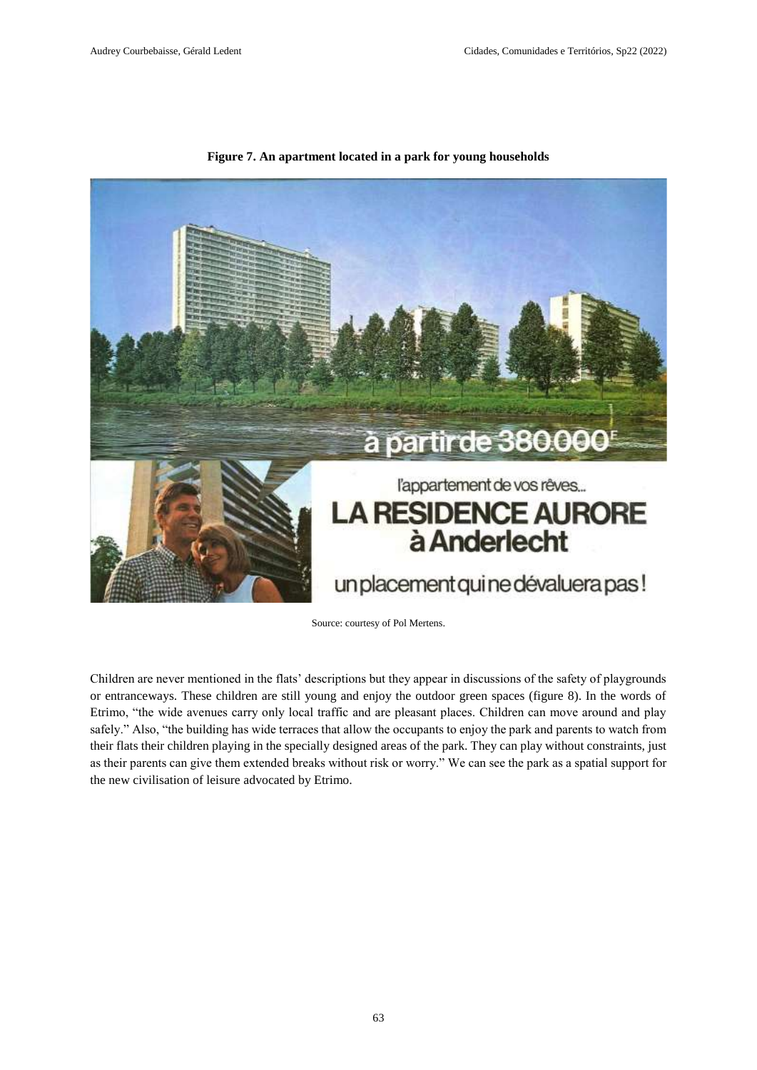**Figure 7. An apartment located in a park for young households**

Source: courtesy of Pol Mertens.

Children are never mentioned in the flats' descriptions but they appear in discussions of the safety of playgrounds or entranceways. These children are still young and enjoy the outdoor green spaces (figure 8). In the words of Etrimo, "the wide avenues carry only local traffic and are pleasant places. Children can move around and play safely." Also, "the building has wide terraces that allow the occupants to enjoy the park and parents to watch from their flats their children playing in the specially designed areas of the park. They can play without constraints, just as their parents can give them extended breaks without risk or worry." We can see the park as a spatial support for the new civilisation of leisure advocated by Etrimo.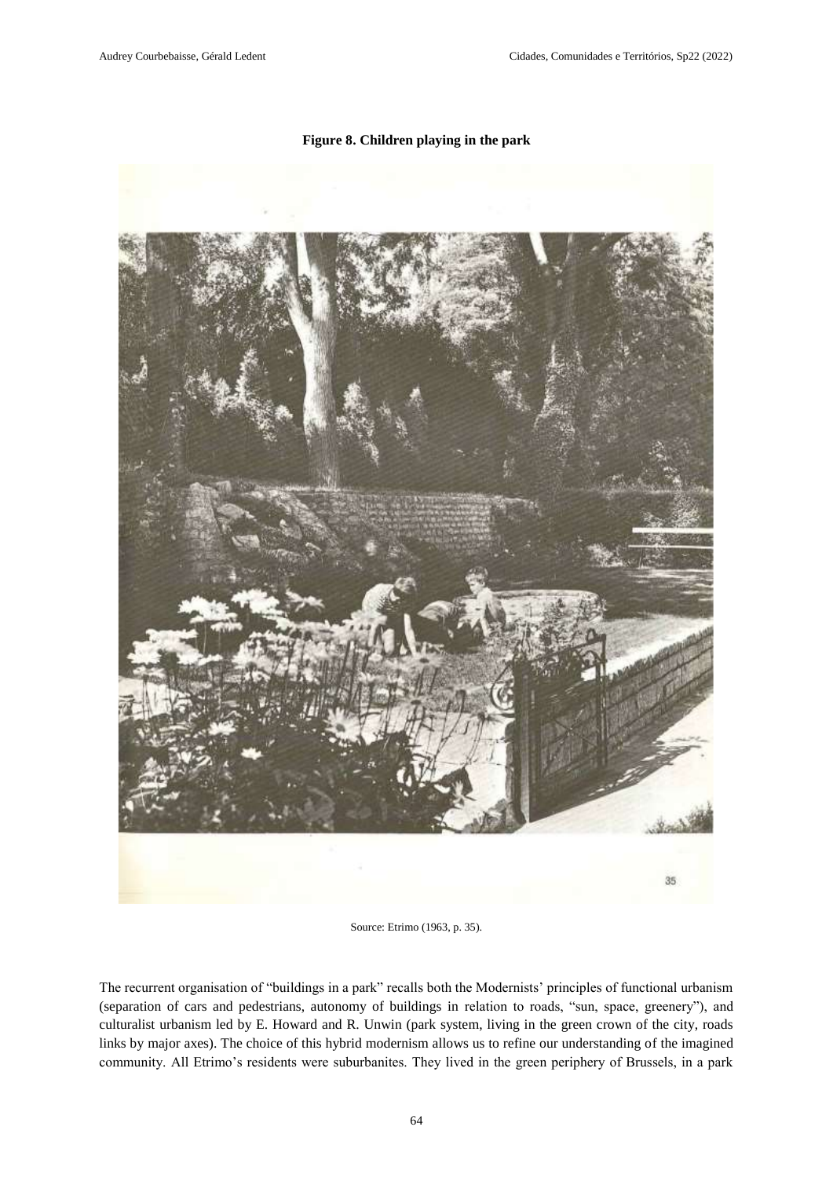**Figure 8. Children playing in the park**

Source: Etrimo (1963, p. 35).

The recurrent organisation of "buildings in a park" recalls both the Modernists' principles of functional urbanism (separation of cars and pedestrians, autonomy of buildings in relation to roads, "sun, space, greenery"), and culturalist urbanism led by E. Howard and R. Unwin (park system, living in the green crown of the city, roads links by major axes). The choice of this hybrid modernism allows us to refine our understanding of the imagined community. All Etrimo's residents were suburbanites. They lived in the green periphery of Brussels, in a park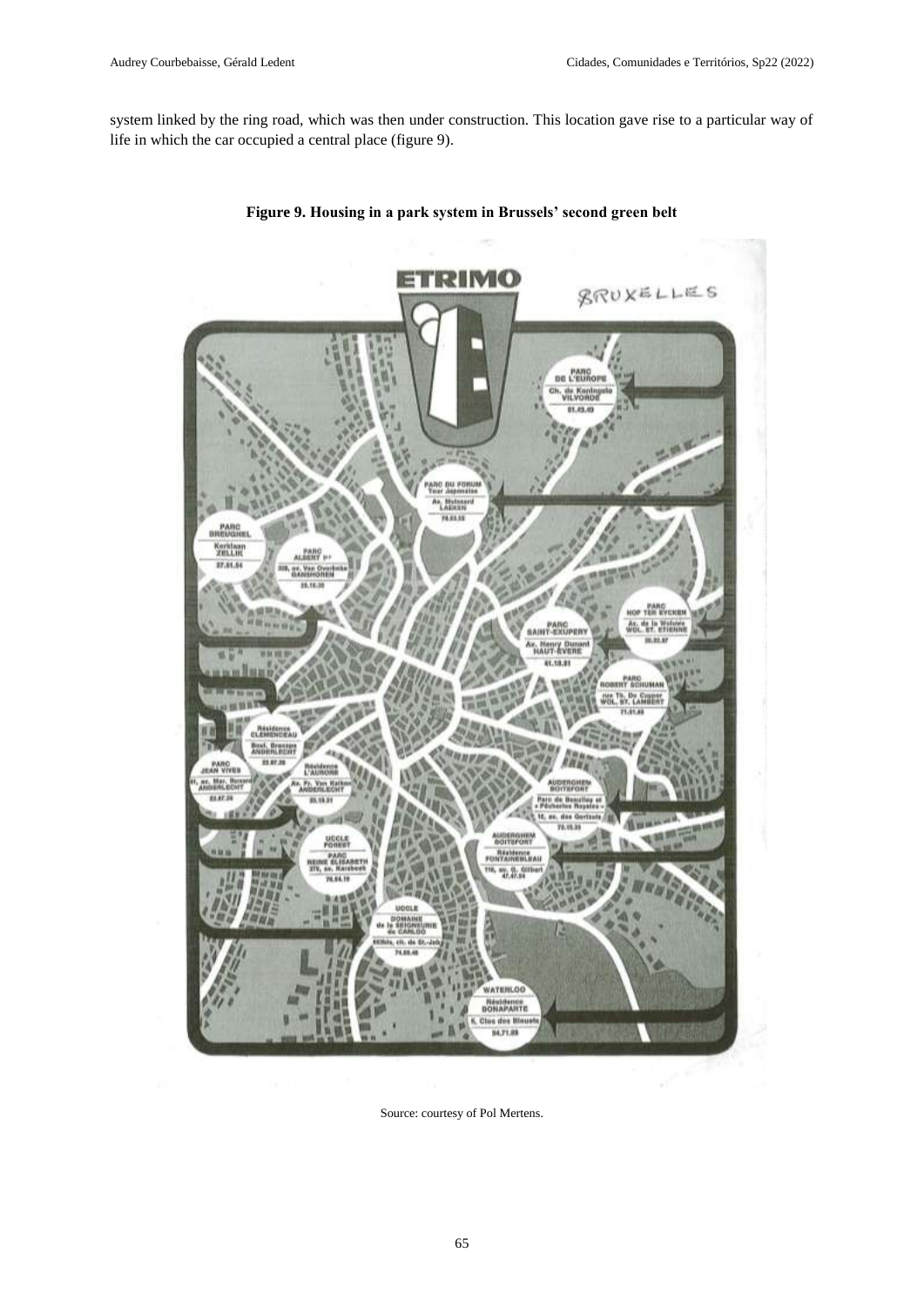system linked by the ring road, which was then under construction. This location gave rise to a particular way of life in which the car occupied a central place (figure 9).

**Figure 9. Housing in a park system in Brussels' second green belt**

Source: courtesy of Pol Mertens.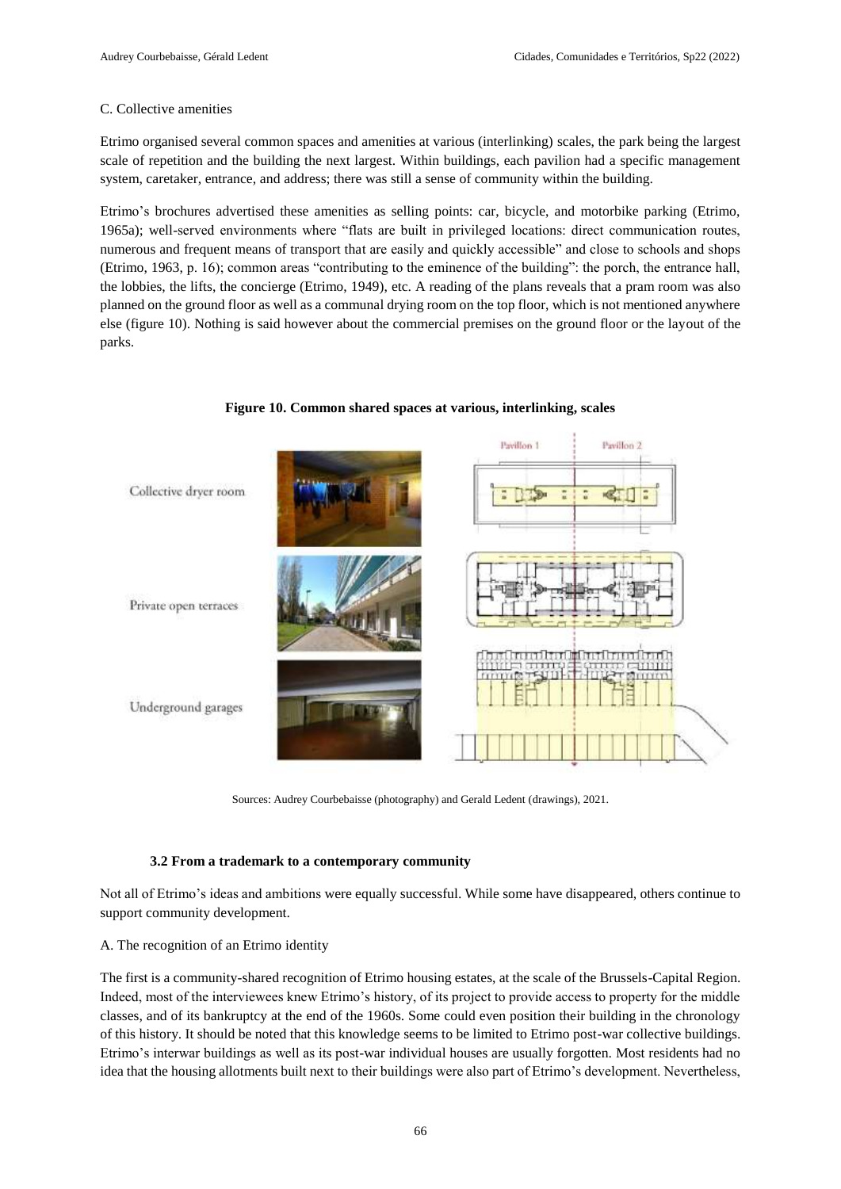C. Collective amenities

Etrimo organised several common spaces and amenities at various (interlinking) scales, the park being the largest scale of repetition and the building the next largest. Within buildings, each pavilion had a specific management system, caretaker, entrance, and address; there was still a sense of community within the building.

Etrimo's brochures advertised these amenities as selling points: car, bicycle, and motorbike parking (Etrimo, 1965a); well-served environments where "flats are built in privileged locations: direct communication routes, numerous and frequent means of transport that are easily and quickly accessible" and close to schools and shops (Etrimo, 1963, p. 16); common areas "contributing to the eminence of the building": the porch, the entrance hall, the lobbies, the lifts, the concierge (Etrimo, 1949), etc. A reading of the plans reveals that a pram room was also planned on the ground floor as well as a communal drying room on the top floor, which is not mentioned anywhere else (figure 10). Nothing is said however about the commercial premises on the ground floor or the layout of the parks.

**Figure 10. Common shared spaces at various, interlinking, scales**

Collective dryer room

Private open terraces

Underground garages

Pavillon 1 | Pavillon 2

Sources: Audrey Courbebaisse (photography) and Gerald Ledent (drawings), 2021.

### 3.2 From a trademark to a contemporary community

Not all of Etrimo's ideas and ambitions were equally successful. While some have disappeared, others continue to support community development.

A. The recognition of an Etrimo identity

The first is a community-shared recognition of Etrimo housing estates, at the scale of the Brussels-Capital Region. Indeed, most of the interviewees knew Etrimo's history, of its project to provide access to property for the middle classes, and of its bankruptcy at the end of the 1960s. Some could even position their building in the chronology of this history. It should be noted that this knowledge seems to be limited to Etrimo post-war collective buildings. Etrimo's interwar buildings as well as its post-war individual houses are usually forgotten. Most residents had no idea that the housing allotments built next to their buildings were also part of Etrimo's development. Nevertheless,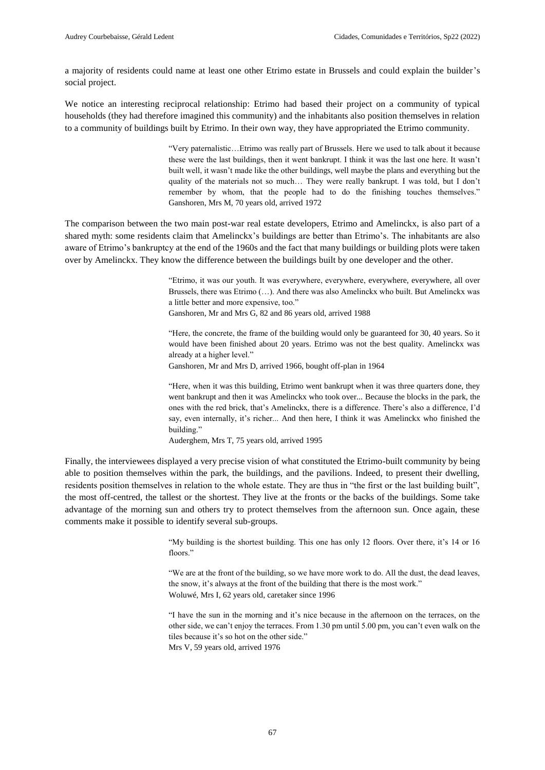a majority of residents could name at least one other Etrimo estate in Brussels and could explain the builder's social project.

We notice an interesting reciprocal relationship: Etrimo had based their project on a community of typical households (they had therefore imagined this community) and the inhabitants also position themselves in relation to a community of buildings built by Etrimo. In their own way, they have appropriated the Etrimo community.

> "Very paternalistic…Etrimo was really part of Brussels. Here we used to talk about it because these were the last buildings, then it went bankrupt. I think it was the last one here. It wasn't built well, it wasn't made like the other buildings, well maybe the plans and everything but the quality of the materials not so much… They were really bankrupt. I was told, but I don't remember by whom, that the people had to do the finishing touches themselves."
> Ganshoren, Mrs M, 70 years old, arrived 1972

The comparison between the two main post-war real estate developers, Etrimo and Amelinckx, is also part of a shared myth: some residents claim that Amelinckx's buildings are better than Etrimo's. The inhabitants are also aware of Etrimo's bankruptcy at the end of the 1960s and the fact that many buildings or building plots were taken over by Amelinckx. They know the difference between the buildings built by one developer and the other.

> "Etrimo, it was our youth. It was everywhere, everywhere, everywhere, everywhere, all over Brussels, there was Etrimo (…). And there was also Amelinckx who built. But Amelinckx was a little better and more expensive, too."
> Ganshoren, Mr and Mrs G, 82 and 86 years old, arrived 1988

> "Here, the concrete, the frame of the building would only be guaranteed for 30, 40 years. So it would have been finished about 20 years. Etrimo was not the best quality. Amelinckx was already at a higher level."
> Ganshoren, Mr and Mrs D, arrived 1966, bought off-plan in 1964

> "Here, when it was this building, Etrimo went bankrupt when it was three quarters done, they went bankrupt and then it was Amelinckx who took over... Because the blocks in the park, the ones with the red brick, that's Amelinckx, there is a difference. There's also a difference, I'd say, even internally, it's richer... And then here, I think it was Amelinckx who finished the building."
> Auderghem, Mrs T, 75 years old, arrived 1995

Finally, the interviewees displayed a very precise vision of what constituted the Etrimo-built community by being able to position themselves within the park, the buildings, and the pavilions. Indeed, to present their dwelling, residents position themselves in relation to the whole estate. They are thus in "the first or the last building built", the most off-centred, the tallest or the shortest. They live at the fronts or the backs of the buildings. Some take advantage of the morning sun and others try to protect themselves from the afternoon sun. Once again, these comments make it possible to identify several sub-groups.

> "My building is the shortest building. This one has only 12 floors. Over there, it's 14 or 16 floors."

> "We are at the front of the building, so we have more work to do. All the dust, the dead leaves, the snow, it's always at the front of the building that there is the most work."
> Woluwé, Mrs I, 62 years old, caretaker since 1996

> "I have the sun in the morning and it's nice because in the afternoon on the terraces, on the other side, we can't enjoy the terraces. From 1.30 pm until 5.00 pm, you can't even walk on the tiles because it's so hot on the other side."
> Mrs V, 59 years old, arrived 1976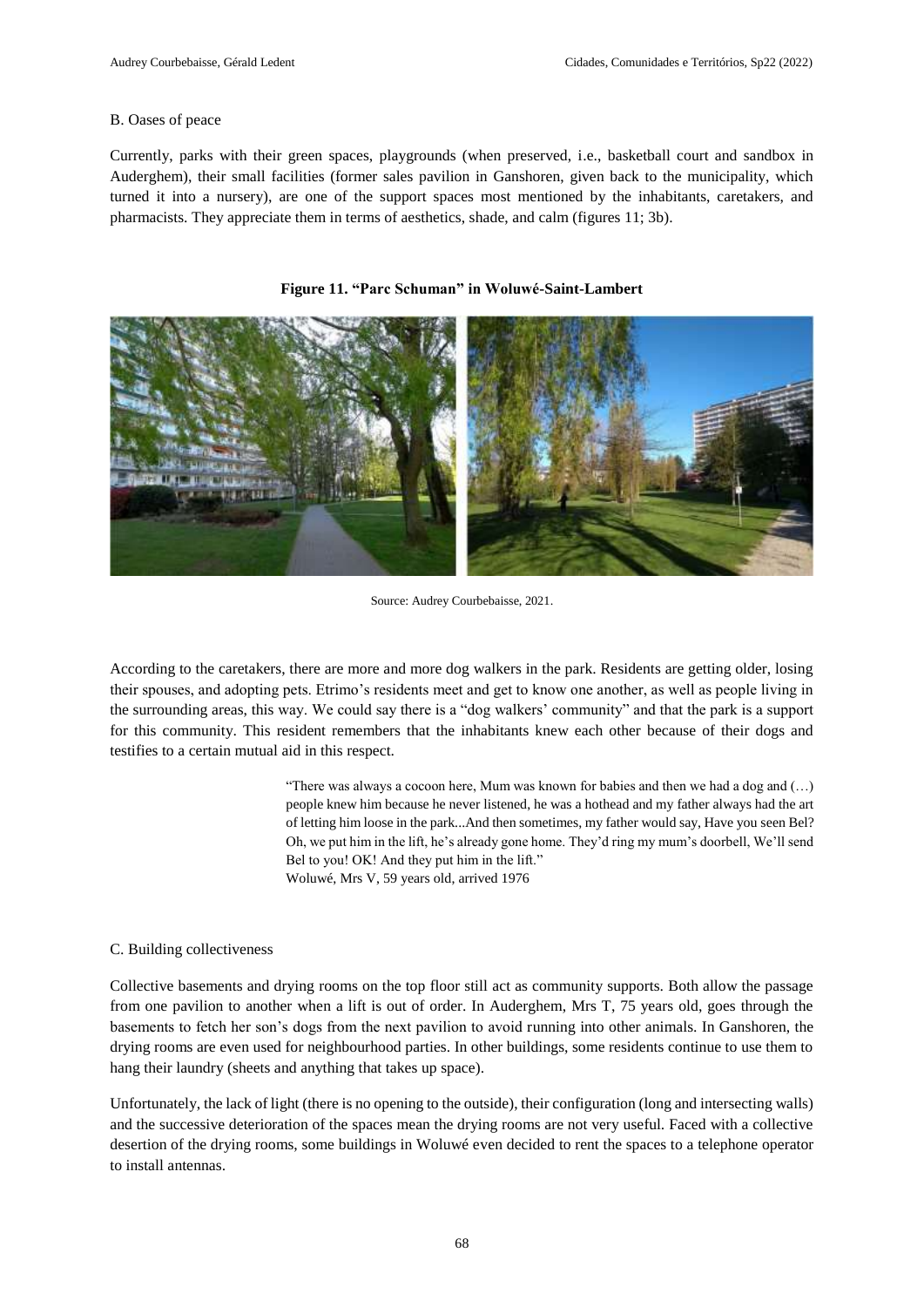### B. Oases of peace

Currently, parks with their green spaces, playgrounds (when preserved, i.e., basketball court and sandbox in Auderghem), their small facilities (former sales pavilion in Ganshoren, given back to the municipality, which turned it into a nursery), are one of the support spaces most mentioned by the inhabitants, caretakers, and pharmacists. They appreciate them in terms of aesthetics, shade, and calm (figures 11; 3b).

**Figure 11. "Parc Schuman" in Woluwé-Saint-Lambert**

Source: Audrey Courbebaisse, 2021.

According to the caretakers, there are more and more dog walkers in the park. Residents are getting older, losing their spouses, and adopting pets. Etrimo's residents meet and get to know one another, as well as people living in the surrounding areas, this way. We could say there is a "dog walkers' community" and that the park is a support for this community. This resident remembers that the inhabitants knew each other because of their dogs and testifies to a certain mutual aid in this respect.

> "There was always a cocoon here, Mum was known for babies and then we had a dog and (…) people knew him because he never listened, he was a hothead and my father always had the art of letting him loose in the park...And then sometimes, my father would say, Have you seen Bel? Oh, we put him in the lift, he's already gone home. They'd ring my mum's doorbell, We'll send Bel to you! OK! And they put him in the lift."
> Woluwé, Mrs V, 59 years old, arrived 1976

### C. Building collectiveness

Collective basements and drying rooms on the top floor still act as community supports. Both allow the passage from one pavilion to another when a lift is out of order. In Auderghem, Mrs T, 75 years old, goes through the basements to fetch her son's dogs from the next pavilion to avoid running into other animals. In Ganshoren, the drying rooms are even used for neighbourhood parties. In other buildings, some residents continue to use them to hang their laundry (sheets and anything that takes up space).

Unfortunately, the lack of light (there is no opening to the outside), their configuration (long and intersecting walls) and the successive deterioration of the spaces mean the drying rooms are not very useful. Faced with a collective desertion of the drying rooms, some buildings in Woluwé even decided to rent the spaces to a telephone operator to install antennas.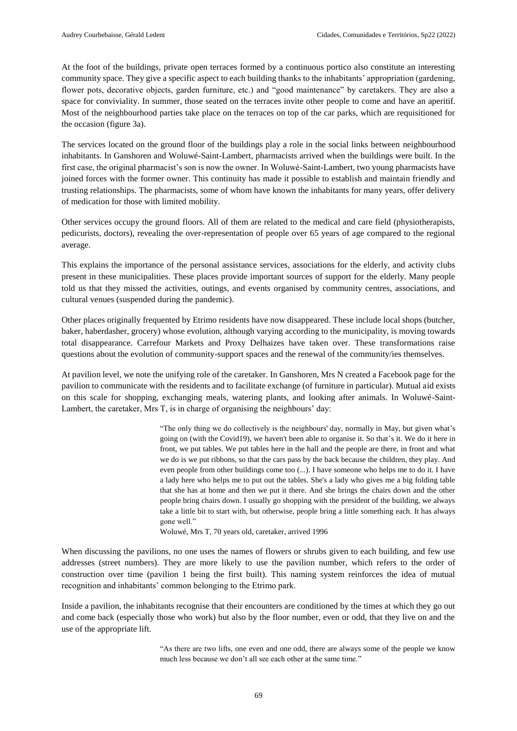At the foot of the buildings, private open terraces formed by a continuous portico also constitute an interesting community space. They give a specific aspect to each building thanks to the inhabitants' appropriation (gardening, flower pots, decorative objects, garden furniture, etc.) and "good maintenance" by caretakers. They are also a space for conviviality. In summer, those seated on the terraces invite other people to come and have an aperitif. Most of the neighbourhood parties take place on the terraces on top of the car parks, which are requisitioned for the occasion (figure 3a).

The services located on the ground floor of the buildings play a role in the social links between neighbourhood inhabitants. In Ganshoren and Woluwé-Saint-Lambert, pharmacists arrived when the buildings were built. In the first case, the original pharmacist's son is now the owner. In Woluwé-Saint-Lambert, two young pharmacists have joined forces with the former owner. This continuity has made it possible to establish and maintain friendly and trusting relationships. The pharmacists, some of whom have known the inhabitants for many years, offer delivery of medication for those with limited mobility.

Other services occupy the ground floors. All of them are related to the medical and care field (physiotherapists, pedicurists, doctors), revealing the over-representation of people over 65 years of age compared to the regional average.

This explains the importance of the personal assistance services, associations for the elderly, and activity clubs present in these municipalities. These places provide important sources of support for the elderly. Many people told us that they missed the activities, outings, and events organised by community centres, associations, and cultural venues (suspended during the pandemic).

Other places originally frequented by Etrimo residents have now disappeared. These include local shops (butcher, baker, haberdasher, grocery) whose evolution, although varying according to the municipality, is moving towards total disappearance. Carrefour Markets and Proxy Delhaizes have taken over. These transformations raise questions about the evolution of community-support spaces and the renewal of the community/ies themselves.

At pavilion level, we note the unifying role of the caretaker. In Ganshoren, Mrs N created a Facebook page for the pavilion to communicate with the residents and to facilitate exchange (of furniture in particular). Mutual aid exists on this scale for shopping, exchanging meals, watering plants, and looking after animals. In Woluwé-Saint-Lambert, the caretaker, Mrs T, is in charge of organising the neighbours' day:

> "The only thing we do collectively is the neighbours' day, normally in May, but given what's going on (with the Covid19), we haven't been able to organise it. So that's it. We do it here in front, we put tables. We put tables here in the hall and the people are there, in front and what we do is we put ribbons, so that the cars pass by the back because the children, they play. And even people from other buildings come too (...). I have someone who helps me to do it. I have a lady here who helps me to put out the tables. She's a lady who gives me a big folding table that she has at home and then we put it there. And she brings the chairs down and the other people bring chairs down. I usually go shopping with the president of the building, we always take a little bit to start with, but otherwise, people bring a little something each. It has always gone well."
>
> Woluwé, Mrs T, 70 years old, caretaker, arrived 1996

When discussing the pavilions, no one uses the names of flowers or shrubs given to each building, and few use addresses (street numbers). They are more likely to use the pavilion number, which refers to the order of construction over time (pavilion 1 being the first built). This naming system reinforces the idea of mutual recognition and inhabitants' common belonging to the Etrimo park.

Inside a pavilion, the inhabitants recognise that their encounters are conditioned by the times at which they go out and come back (especially those who work) but also by the floor number, even or odd, that they live on and the use of the appropriate lift.

> "As there are two lifts, one even and one odd, there are always some of the people we know much less because we don't all see each other at the same time."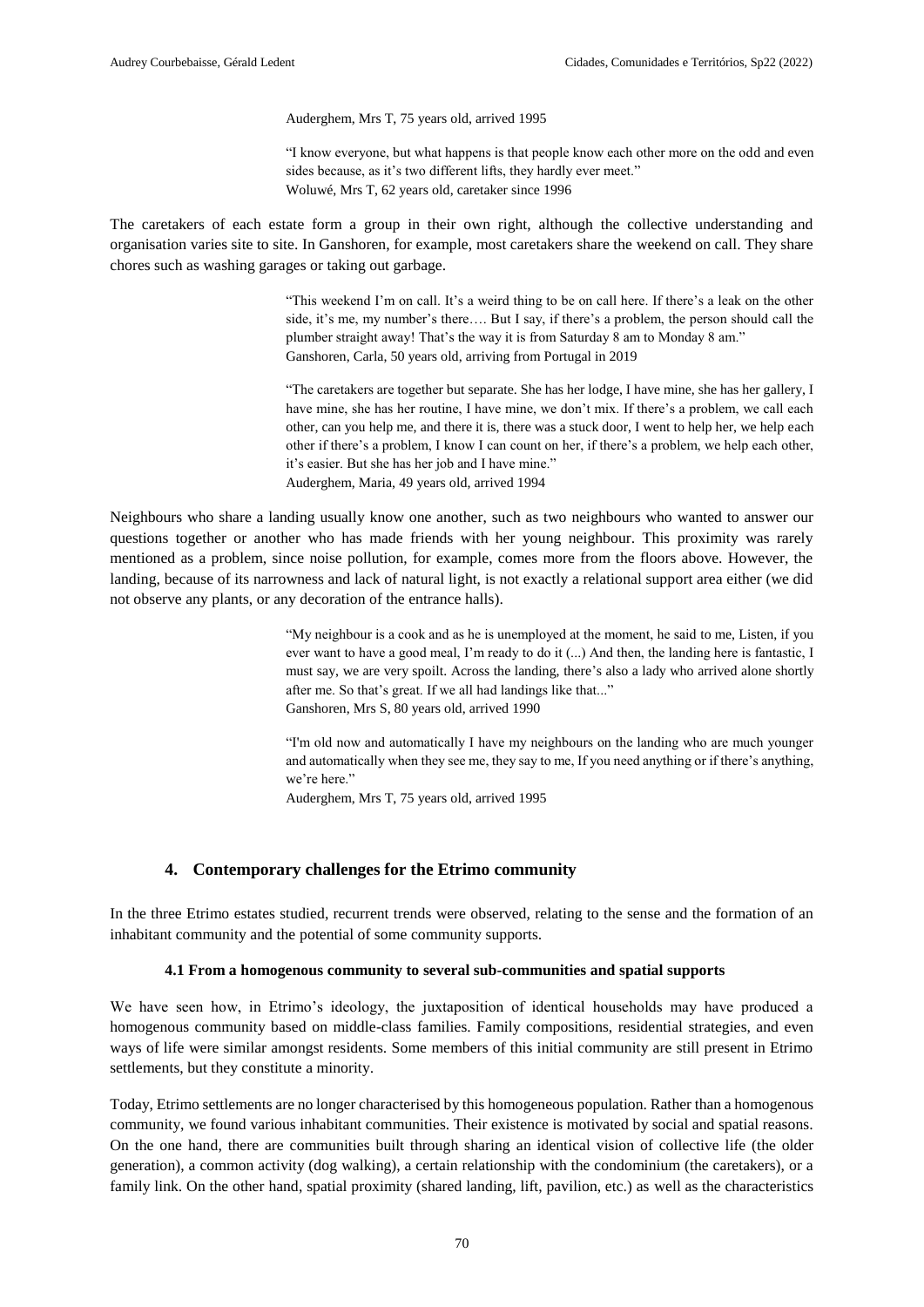> Auderghem, Mrs T, 75 years old, arrived 1995

> "I know everyone, but what happens is that people know each other more on the odd and even sides because, as it's two different lifts, they hardly ever meet."
> Woluwé, Mrs T, 62 years old, caretaker since 1996

The caretakers of each estate form a group in their own right, although the collective understanding and organisation varies site to site. In Ganshoren, for example, most caretakers share the weekend on call. They share chores such as washing garages or taking out garbage.

> "This weekend I'm on call. It's a weird thing to be on call here. If there's a leak on the other side, it's me, my number's there…. But I say, if there's a problem, the person should call the plumber straight away! That's the way it is from Saturday 8 am to Monday 8 am."
> Ganshoren, Carla, 50 years old, arriving from Portugal in 2019

> "The caretakers are together but separate. She has her lodge, I have mine, she has her gallery, I have mine, she has her routine, I have mine, we don't mix. If there's a problem, we call each other, can you help me, and there it is, there was a stuck door, I went to help her, we help each other if there's a problem, I know I can count on her, if there's a problem, we help each other, it's easier. But she has her job and I have mine."
> Auderghem, Maria, 49 years old, arrived 1994

Neighbours who share a landing usually know one another, such as two neighbours who wanted to answer our questions together or another who has made friends with her young neighbour. This proximity was rarely mentioned as a problem, since noise pollution, for example, comes more from the floors above. However, the landing, because of its narrowness and lack of natural light, is not exactly a relational support area either (we did not observe any plants, or any decoration of the entrance halls).

> "My neighbour is a cook and as he is unemployed at the moment, he said to me, Listen, if you ever want to have a good meal, I'm ready to do it (...) And then, the landing here is fantastic, I must say, we are very spoilt. Across the landing, there's also a lady who arrived alone shortly after me. So that's great. If we all had landings like that..."
> Ganshoren, Mrs S, 80 years old, arrived 1990

> "I'm old now and automatically I have my neighbours on the landing who are much younger and automatically when they see me, they say to me, If you need anything or if there's anything, we're here."
> Auderghem, Mrs T, 75 years old, arrived 1995

## 4. Contemporary challenges for the Etrimo community

In the three Etrimo estates studied, recurrent trends were observed, relating to the sense and the formation of an inhabitant community and the potential of some community supports.

### 4.1 From a homogenous community to several sub-communities and spatial supports

We have seen how, in Etrimo's ideology, the juxtaposition of identical households may have produced a homogenous community based on middle-class families. Family compositions, residential strategies, and even ways of life were similar amongst residents. Some members of this initial community are still present in Etrimo settlements, but they constitute a minority.

Today, Etrimo settlements are no longer characterised by this homogeneous population. Rather than a homogenous community, we found various inhabitant communities. Their existence is motivated by social and spatial reasons. On the one hand, there are communities built through sharing an identical vision of collective life (the older generation), a common activity (dog walking), a certain relationship with the condominium (the caretakers), or a family link. On the other hand, spatial proximity (shared landing, lift, pavilion, etc.) as well as the characteristics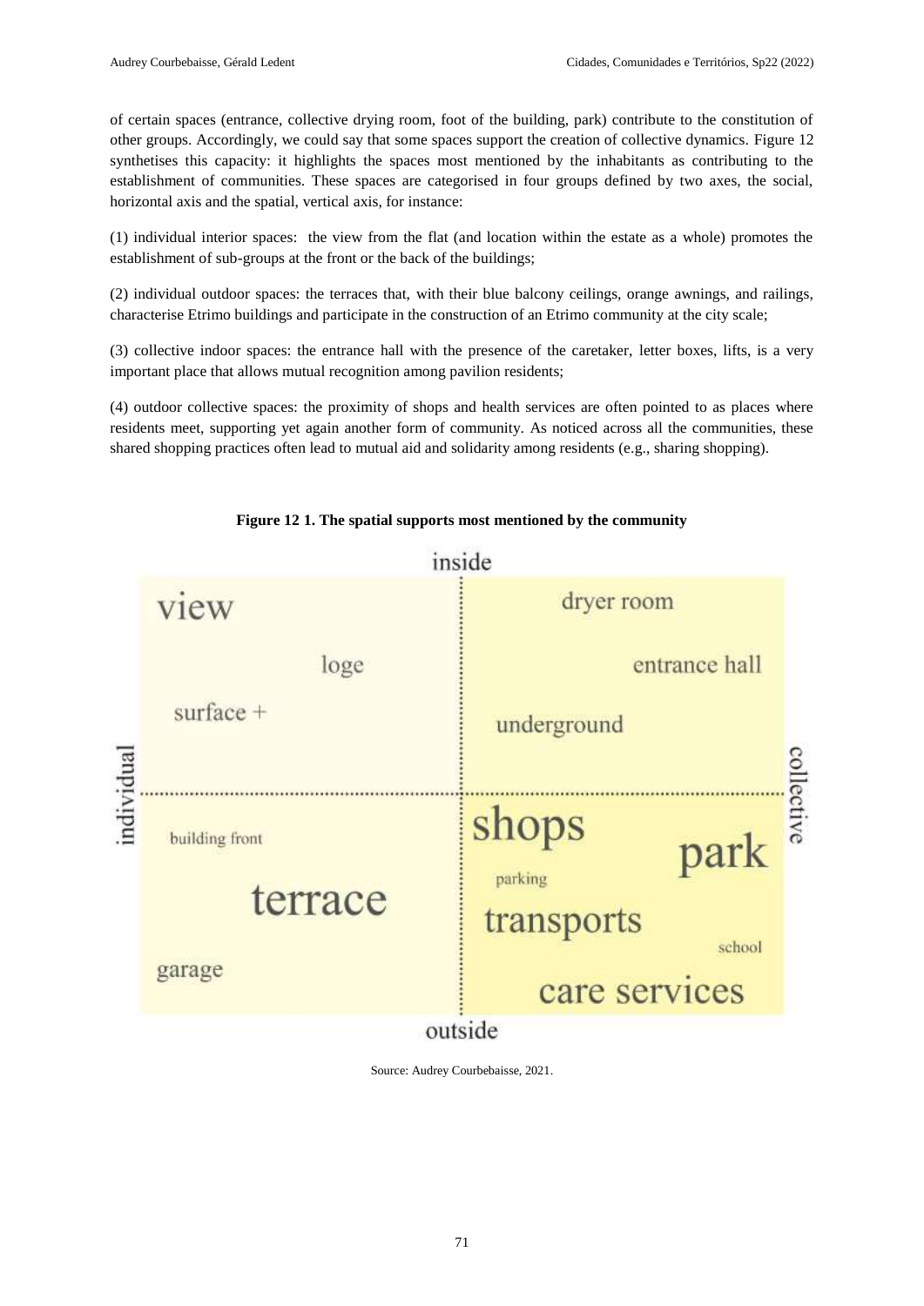of certain spaces (entrance, collective drying room, foot of the building, park) contribute to the constitution of other groups. Accordingly, we could say that some spaces support the creation of collective dynamics. Figure 12 synthetises this capacity: it highlights the spaces most mentioned by the inhabitants as contributing to the establishment of communities. These spaces are categorised in four groups defined by two axes, the social, horizontal axis and the spatial, vertical axis, for instance:

(1) individual interior spaces: the view from the flat (and location within the estate as a whole) promotes the establishment of sub-groups at the front or the back of the buildings;

(2) individual outdoor spaces: the terraces that, with their blue balcony ceilings, orange awnings, and railings, characterise Etrimo buildings and participate in the construction of an Etrimo community at the city scale;

(3) collective indoor spaces: the entrance hall with the presence of the caretaker, letter boxes, lifts, is a very important place that allows mutual recognition among pavilion residents;

(4) outdoor collective spaces: the proximity of shops and health services are often pointed to as places where residents meet, supporting yet again another form of community. As noticed across all the communities, these shared shopping practices often lead to mutual aid and solidarity among residents (e.g., sharing shopping).

**Figure 12 1. The spatial supports most mentioned by the community**

| | individual | collective |
|---|---|---|
| inside | view, loge, surface + | dryer room, entrance hall, underground |
| outside | building front, terrace, garage | shops, park, parking, transports, school, care services |

Source: Audrey Courbebaisse, 2021.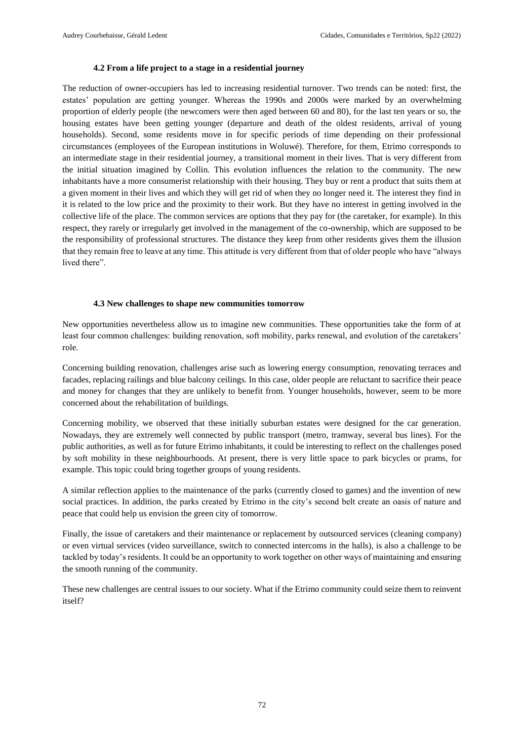#### 4.2 From a life project to a stage in a residential journey

The reduction of owner-occupiers has led to increasing residential turnover. Two trends can be noted: first, the estates' population are getting younger. Whereas the 1990s and 2000s were marked by an overwhelming proportion of elderly people (the newcomers were then aged between 60 and 80), for the last ten years or so, the housing estates have been getting younger (departure and death of the oldest residents, arrival of young households). Second, some residents move in for specific periods of time depending on their professional circumstances (employees of the European institutions in Woluwé). Therefore, for them, Etrimo corresponds to an intermediate stage in their residential journey, a transitional moment in their lives. That is very different from the initial situation imagined by Collin. This evolution influences the relation to the community. The new inhabitants have a more consumerist relationship with their housing. They buy or rent a product that suits them at a given moment in their lives and which they will get rid of when they no longer need it. The interest they find in it is related to the low price and the proximity to their work. But they have no interest in getting involved in the collective life of the place. The common services are options that they pay for (the caretaker, for example). In this respect, they rarely or irregularly get involved in the management of the co-ownership, which are supposed to be the responsibility of professional structures. The distance they keep from other residents gives them the illusion that they remain free to leave at any time. This attitude is very different from that of older people who have "always lived there".

#### 4.3 New challenges to shape new communities tomorrow

New opportunities nevertheless allow us to imagine new communities. These opportunities take the form of at least four common challenges: building renovation, soft mobility, parks renewal, and evolution of the caretakers' role.

Concerning building renovation, challenges arise such as lowering energy consumption, renovating terraces and facades, replacing railings and blue balcony ceilings. In this case, older people are reluctant to sacrifice their peace and money for changes that they are unlikely to benefit from. Younger households, however, seem to be more concerned about the rehabilitation of buildings.

Concerning mobility, we observed that these initially suburban estates were designed for the car generation. Nowadays, they are extremely well connected by public transport (metro, tramway, several bus lines). For the public authorities, as well as for future Etrimo inhabitants, it could be interesting to reflect on the challenges posed by soft mobility in these neighbourhoods. At present, there is very little space to park bicycles or prams, for example. This topic could bring together groups of young residents.

A similar reflection applies to the maintenance of the parks (currently closed to games) and the invention of new social practices. In addition, the parks created by Etrimo in the city's second belt create an oasis of nature and peace that could help us envision the green city of tomorrow.

Finally, the issue of caretakers and their maintenance or replacement by outsourced services (cleaning company) or even virtual services (video surveillance, switch to connected intercoms in the halls), is also a challenge to be tackled by today's residents. It could be an opportunity to work together on other ways of maintaining and ensuring the smooth running of the community.

These new challenges are central issues to our society. What if the Etrimo community could seize them to reinvent itself?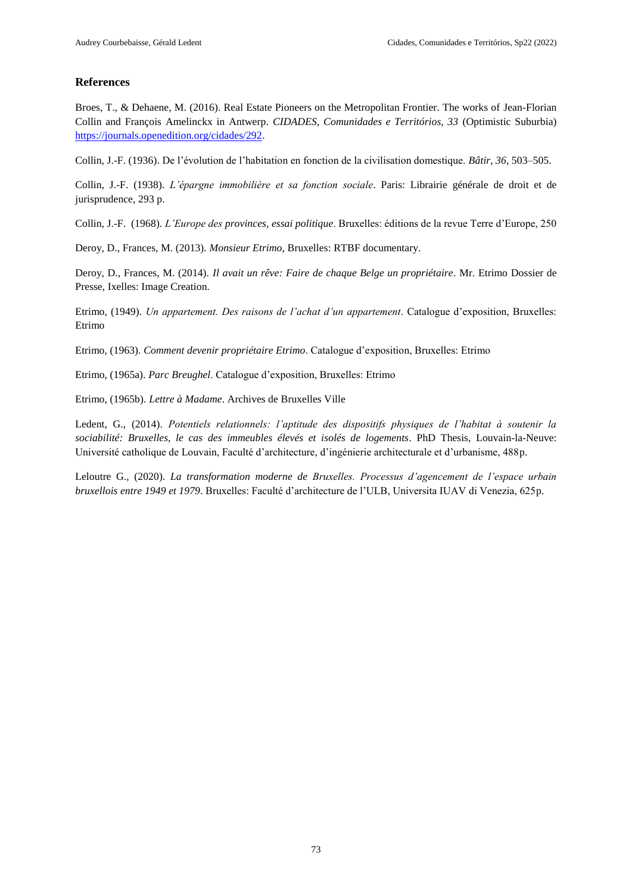## References

Broes, T., & Dehaene, M. (2016). Real Estate Pioneers on the Metropolitan Frontier. The works of Jean-Florian Collin and François Amelinckx in Antwerp. *CIDADES, Comunidades e Territórios, 33* (Optimistic Suburbia) https://journals.openedition.org/cidades/292.

Collin, J.-F. (1936). De l'évolution de l'habitation en fonction de la civilisation domestique. *Bâtir, 36*, 503–505.

Collin, J.-F. (1938). *L'épargne immobilière et sa fonction sociale*. Paris: Librairie générale de droit et de jurisprudence, 293 p.

Collin, J.-F. (1968). *L'Europe des provinces, essai politique*. Bruxelles: éditions de la revue Terre d'Europe, 250

Deroy, D., Frances, M. (2013). *Monsieur Etrimo*, Bruxelles: RTBF documentary.

Deroy, D., Frances, M. (2014). *Il avait un rêve: Faire de chaque Belge un propriétaire*. Mr. Etrimo Dossier de Presse, Ixelles: Image Creation.

Etrimo, (1949). *Un appartement. Des raisons de l'achat d'un appartement*. Catalogue d'exposition, Bruxelles: Etrimo

Etrimo, (1963). *Comment devenir propriétaire Etrimo*. Catalogue d'exposition, Bruxelles: Etrimo

Etrimo, (1965a). *Parc Breughel*. Catalogue d'exposition, Bruxelles: Etrimo

Etrimo, (1965b). *Lettre à Madame*. Archives de Bruxelles Ville

Ledent, G., (2014). *Potentiels relationnels: l'aptitude des dispositifs physiques de l'habitat à soutenir la sociabilité: Bruxelles, le cas des immeubles élevés et isolés de logements*. PhD Thesis, Louvain-la-Neuve: Université catholique de Louvain, Faculté d'architecture, d'ingénierie architecturale et d'urbanisme, 488p.

Leloutre G., (2020). *La transformation moderne de Bruxelles. Processus d'agencement de l'espace urbain bruxellois entre 1949 et 1979*. Bruxelles: Faculté d'architecture de l'ULB, Universita IUAV di Venezia, 625p.